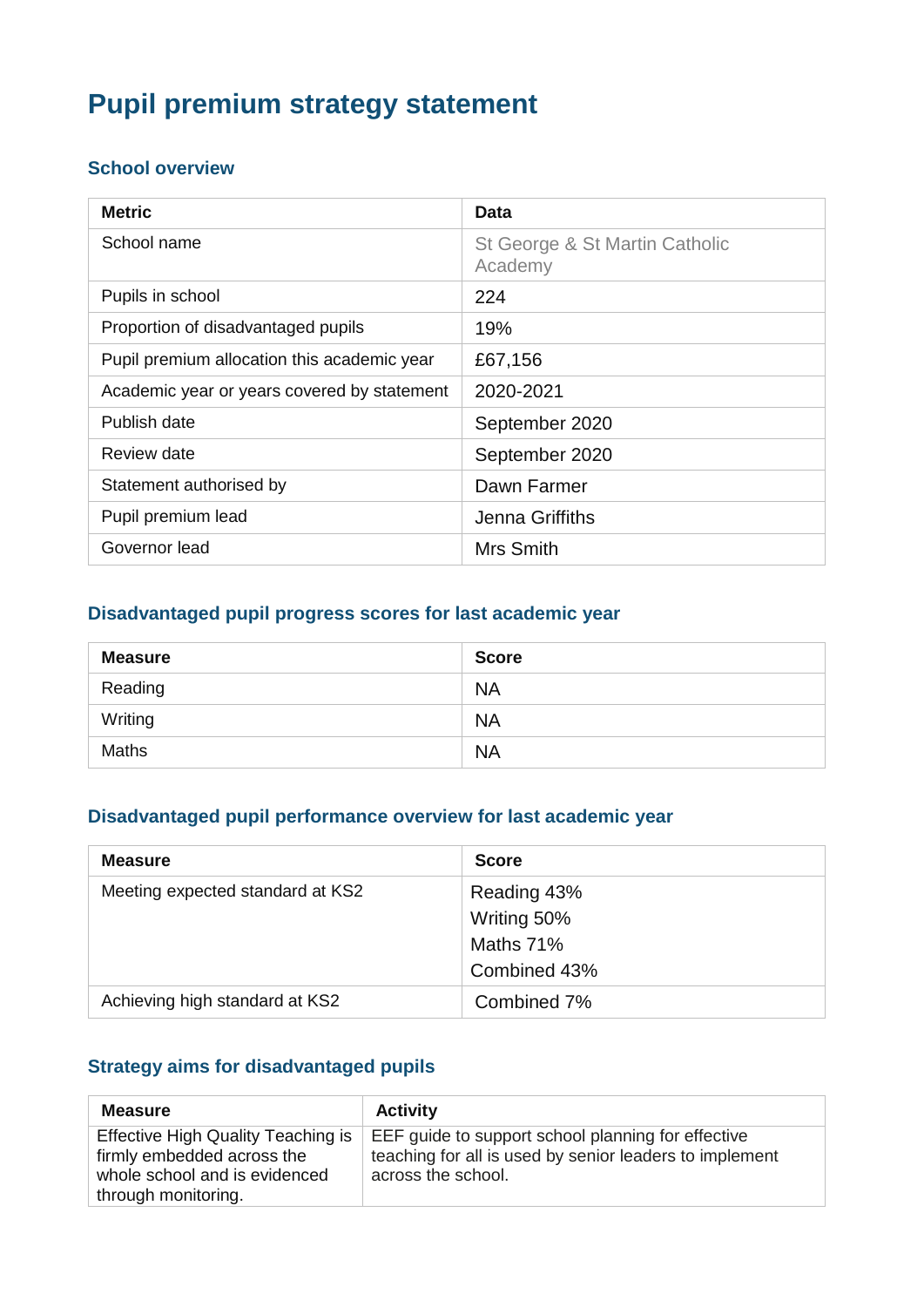# Pupil premium strategy statement

## School overview

| Metric | Data |
|---|---|
| School name | St George & St Martin Catholic Academy |
| Pupils in school | 224 |
| Proportion of disadvantaged pupils | 19% |
| Pupil premium allocation this academic year | £67,156 |
| Academic year or years covered by statement | 2020-2021 |
| Publish date | September 2020 |
| Review date | September 2020 |
| Statement authorised by | Dawn Farmer |
| Pupil premium lead | Jenna Griffiths |
| Governor lead | Mrs Smith |

## Disadvantaged pupil progress scores for last academic year

| Measure | Score |
|---|---|
| Reading | NA |
| Writing | NA |
| Maths | NA |

## Disadvantaged pupil performance overview for last academic year

| Measure | Score |
|---|---|
| Meeting expected standard at KS2 | Reading 43%<br>Writing 50%<br>Maths 71%<br>Combined 43% |
| Achieving high standard at KS2 | Combined 7% |

## Strategy aims for disadvantaged pupils

| Measure | Activity |
|---|---|
| Effective High Quality Teaching is firmly embedded across the whole school and is evidenced through monitoring. | EEF guide to support school planning for effective teaching for all is used by senior leaders to implement across the school. |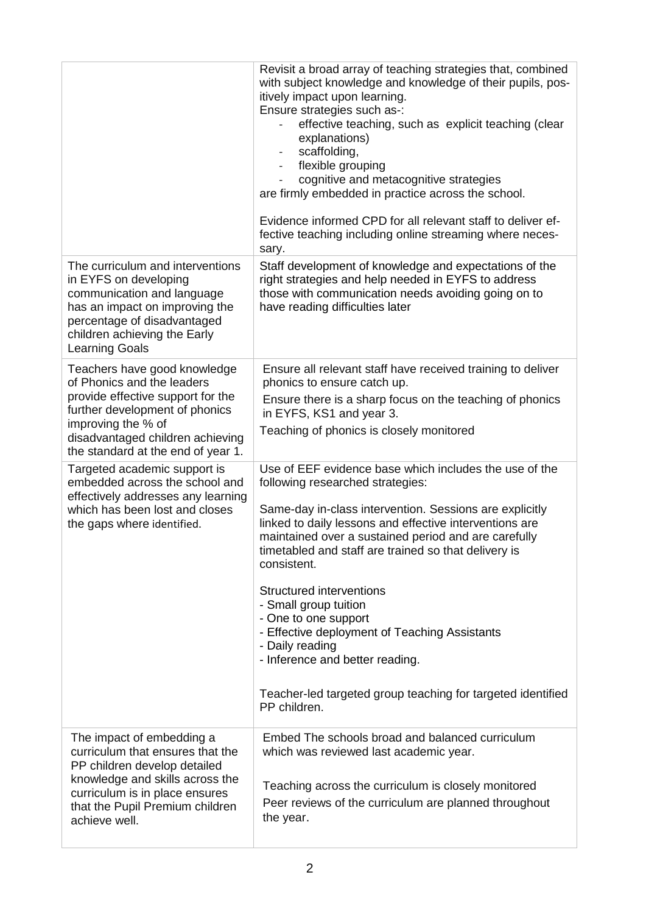| | |
|---|---|
| | Revisit a broad array of teaching strategies that, combined with subject knowledge and knowledge of their pupils, positively impact upon learning.<br>Ensure strategies such as-:<br>- effective teaching, such as explicit teaching (clear explanations)<br>- scaffolding,<br>- flexible grouping<br>- cognitive and metacognitive strategies<br>are firmly embedded in practice across the school.<br><br>Evidence informed CPD for all relevant staff to deliver effective teaching including online streaming where necessary. |
| The curriculum and interventions in EYFS on developing communication and language has an impact on improving the percentage of disadvantaged children achieving the Early Learning Goals | Staff development of knowledge and expectations of the right strategies and help needed in EYFS to address those with communication needs avoiding going on to have reading difficulties later |
| Teachers have good knowledge of Phonics and the leaders provide effective support for the further development of phonics improving the % of disadvantaged children achieving the standard at the end of year 1. | Ensure all relevant staff have received training to deliver phonics to ensure catch up.<br>Ensure there is a sharp focus on the teaching of phonics in EYFS, KS1 and year 3.<br>Teaching of phonics is closely monitored |
| Targeted academic support is embedded across the school and effectively addresses any learning which has been lost and closes the gaps where identified. | Use of EEF evidence base which includes the use of the following researched strategies:<br><br>Same-day in-class intervention. Sessions are explicitly linked to daily lessons and effective interventions are maintained over a sustained period and are carefully timetabled and staff are trained so that delivery is consistent.<br><br>Structured interventions<br>- Small group tuition<br>- One to one support<br>- Effective deployment of Teaching Assistants<br>- Daily reading<br>- Inference and better reading.<br><br>Teacher-led targeted group teaching for targeted identified PP children. |
| The impact of embedding a curriculum that ensures that the PP children develop detailed knowledge and skills across the curriculum is in place ensures that the Pupil Premium children achieve well. | Embed The schools broad and balanced curriculum which was reviewed last academic year.<br><br>Teaching across the curriculum is closely monitored<br>Peer reviews of the curriculum are planned throughout the year. |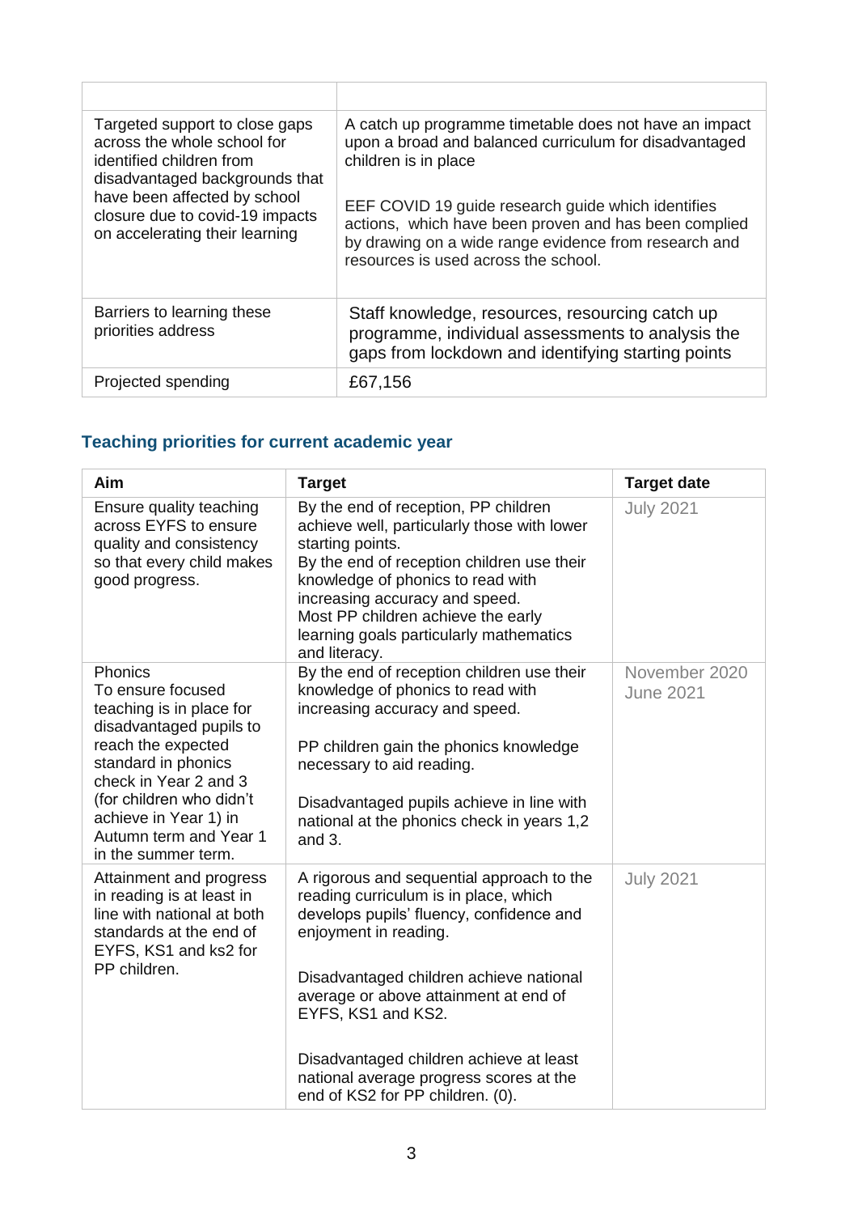| | |
|---|---|
| Targeted support to close gaps across the whole school for identified children from disadvantaged backgrounds that have been affected by school closure due to covid-19 impacts on accelerating their learning | A catch up programme timetable does not have an impact upon a broad and balanced curriculum for disadvantaged children is in place<br><br>EEF COVID 19 guide research guide which identifies actions, which have been proven and has been complied by drawing on a wide range evidence from research and resources is used across the school. |
| Barriers to learning these priorities address | Staff knowledge, resources, resourcing catch up programme, individual assessments to analysis the gaps from lockdown and identifying starting points |
| Projected spending | £67,156 |

## Teaching priorities for current academic year

| Aim | Target | Target date |
|---|---|---|
| Ensure quality teaching across EYFS to ensure quality and consistency so that every child makes good progress. | By the end of reception, PP children achieve well, particularly those with lower starting points.<br>By the end of reception children use their knowledge of phonics to read with increasing accuracy and speed.<br>Most PP children achieve the early learning goals particularly mathematics and literacy. | July 2021 |
| Phonics<br>To ensure focused teaching is in place for disadvantaged pupils to reach the expected standard in phonics check in Year 2 and 3 (for children who didn't achieve in Year 1) in Autumn term and Year 1 in the summer term. | By the end of reception children use their knowledge of phonics to read with increasing accuracy and speed.<br><br>PP children gain the phonics knowledge necessary to aid reading.<br><br>Disadvantaged pupils achieve in line with national at the phonics check in years 1,2 and 3. | November 2020<br>June 2021 |
| Attainment and progress in reading is at least in line with national at both standards at the end of EYFS, KS1 and ks2 for PP children. | A rigorous and sequential approach to the reading curriculum is in place, which develops pupils' fluency, confidence and enjoyment in reading.<br><br>Disadvantaged children achieve national average or above attainment at end of EYFS, KS1 and KS2.<br><br>Disadvantaged children achieve at least national average progress scores at the end of KS2 for PP children. (0). | July 2021 |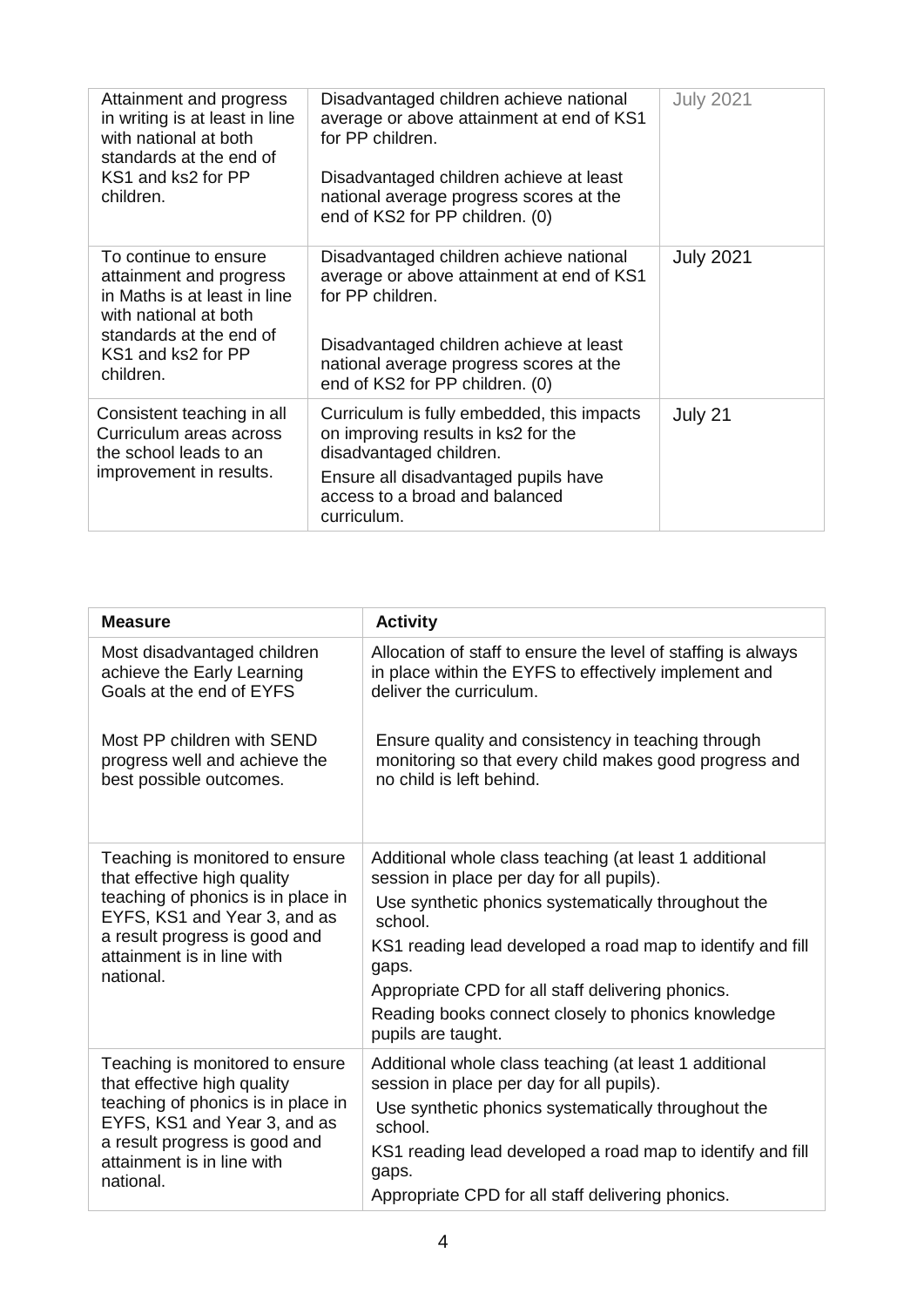| | | |
|---|---|---|
| Attainment and progress in writing is at least in line with national at both standards at the end of KS1 and ks2 for PP children. | Disadvantaged children achieve national average or above attainment at end of KS1 for PP children.<br><br>Disadvantaged children achieve at least national average progress scores at the end of KS2 for PP children. (0) | July 2021 |
| To continue to ensure attainment and progress in Maths is at least in line with national at both standards at the end of KS1 and ks2 for PP children. | Disadvantaged children achieve national average or above attainment at end of KS1 for PP children.<br><br>Disadvantaged children achieve at least national average progress scores at the end of KS2 for PP children. (0) | July 2021 |
| Consistent teaching in all Curriculum areas across the school leads to an improvement in results. | Curriculum is fully embedded, this impacts on improving results in ks2 for the disadvantaged children.<br><br>Ensure all disadvantaged pupils have access to a broad and balanced curriculum. | July 21 |

| **Measure** | **Activity** |
|---|---|
| Most disadvantaged children achieve the Early Learning Goals at the end of EYFS<br><br>Most PP children with SEND progress well and achieve the best possible outcomes. | Allocation of staff to ensure the level of staffing is always in place within the EYFS to effectively implement and deliver the curriculum.<br><br>Ensure quality and consistency in teaching through monitoring so that every child makes good progress and no child is left behind. |
| Teaching is monitored to ensure that effective high quality teaching of phonics is in place in EYFS, KS1 and Year 3, and as a result progress is good and attainment is in line with national. | Additional whole class teaching (at least 1 additional session in place per day for all pupils).<br><br>Use synthetic phonics systematically throughout the school.<br><br>KS1 reading lead developed a road map to identify and fill gaps.<br><br>Appropriate CPD for all staff delivering phonics.<br><br>Reading books connect closely to phonics knowledge pupils are taught. |
| Teaching is monitored to ensure that effective high quality teaching of phonics is in place in EYFS, KS1 and Year 3, and as a result progress is good and attainment is in line with national. | Additional whole class teaching (at least 1 additional session in place per day for all pupils).<br><br>Use synthetic phonics systematically throughout the school.<br><br>KS1 reading lead developed a road map to identify and fill gaps.<br><br>Appropriate CPD for all staff delivering phonics. |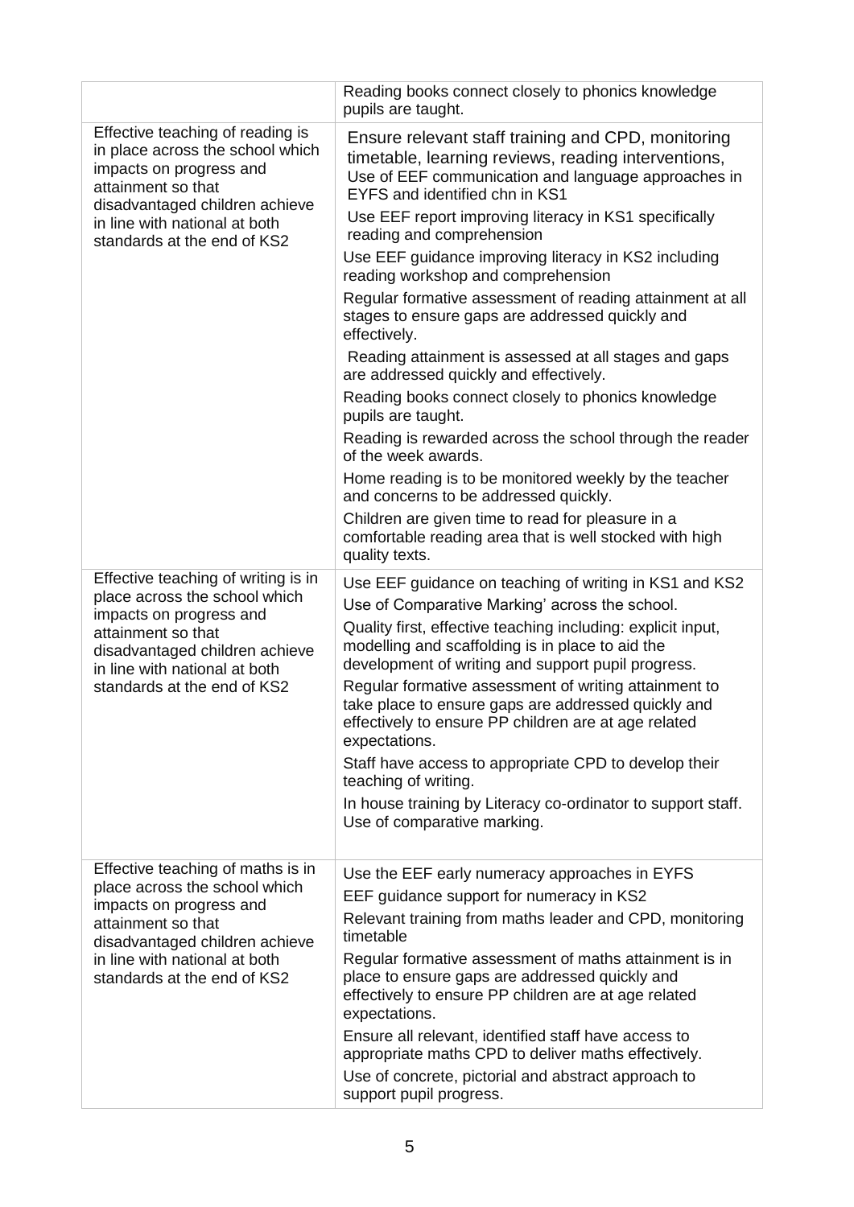| | |
|---|---|
| | Reading books connect closely to phonics knowledge pupils are taught. |
| Effective teaching of reading is in place across the school which impacts on progress and attainment so that disadvantaged children achieve in line with national at both standards at the end of KS2 | Ensure relevant staff training and CPD, monitoring timetable, learning reviews, reading interventions, Use of EEF communication and language approaches in EYFS and identified chn in KS1<br>Use EEF report improving literacy in KS1 specifically reading and comprehension<br>Use EEF guidance improving literacy in KS2 including reading workshop and comprehension<br>Regular formative assessment of reading attainment at all stages to ensure gaps are addressed quickly and effectively.<br>Reading attainment is assessed at all stages and gaps are addressed quickly and effectively.<br>Reading books connect closely to phonics knowledge pupils are taught.<br>Reading is rewarded across the school through the reader of the week awards.<br>Home reading is to be monitored weekly by the teacher and concerns to be addressed quickly.<br>Children are given time to read for pleasure in a comfortable reading area that is well stocked with high quality texts. |
| Effective teaching of writing is in place across the school which impacts on progress and attainment so that disadvantaged children achieve in line with national at both standards at the end of KS2 | Use EEF guidance on teaching of writing in KS1 and KS2<br>Use of Comparative Marking' across the school.<br>Quality first, effective teaching including: explicit input, modelling and scaffolding is in place to aid the development of writing and support pupil progress.<br>Regular formative assessment of writing attainment to take place to ensure gaps are addressed quickly and effectively to ensure PP children are at age related expectations.<br>Staff have access to appropriate CPD to develop their teaching of writing.<br>In house training by Literacy co-ordinator to support staff. Use of comparative marking. |
| Effective teaching of maths is in place across the school which impacts on progress and attainment so that disadvantaged children achieve in line with national at both standards at the end of KS2 | Use the EEF early numeracy approaches in EYFS<br>EEF guidance support for numeracy in KS2<br>Relevant training from maths leader and CPD, monitoring timetable<br>Regular formative assessment of maths attainment is in place to ensure gaps are addressed quickly and effectively to ensure PP children are at age related expectations.<br>Ensure all relevant, identified staff have access to appropriate maths CPD to deliver maths effectively.<br>Use of concrete, pictorial and abstract approach to support pupil progress. |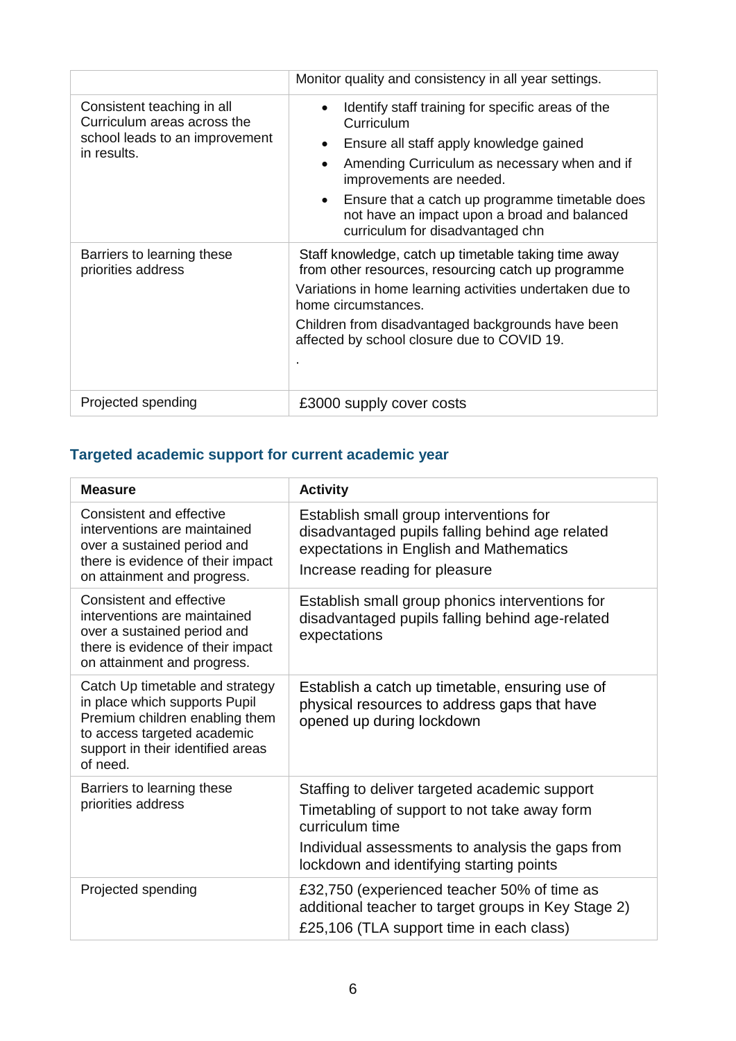| | |
|---|---|
| | Monitor quality and consistency in all year settings. |
| Consistent teaching in all Curriculum areas across the school leads to an improvement in results. | • Identify staff training for specific areas of the Curriculum<br>• Ensure all staff apply knowledge gained<br>• Amending Curriculum as necessary when and if improvements are needed.<br>• Ensure that a catch up programme timetable does not have an impact upon a broad and balanced curriculum for disadvantaged chn |
| Barriers to learning these priorities address | Staff knowledge, catch up timetable taking time away from other resources, resourcing catch up programme<br>Variations in home learning activities undertaken due to home circumstances.<br>Children from disadvantaged backgrounds have been affected by school closure due to COVID 19.<br>. |
| Projected spending | £3000 supply cover costs |

## Targeted academic support for current academic year

| Measure | Activity |
|---|---|
| Consistent and effective interventions are maintained over a sustained period and there is evidence of their impact on attainment and progress. | Establish small group interventions for disadvantaged pupils falling behind age related expectations in English and Mathematics<br>Increase reading for pleasure |
| Consistent and effective interventions are maintained over a sustained period and there is evidence of their impact on attainment and progress. | Establish small group phonics interventions for disadvantaged pupils falling behind age-related expectations |
| Catch Up timetable and strategy in place which supports Pupil Premium children enabling them to access targeted academic support in their identified areas of need. | Establish a catch up timetable, ensuring use of physical resources to address gaps that have opened up during lockdown |
| Barriers to learning these priorities address | Staffing to deliver targeted academic support<br>Timetabling of support to not take away form curriculum time<br>Individual assessments to analysis the gaps from lockdown and identifying starting points |
| Projected spending | £32,750 (experienced teacher 50% of time as additional teacher to target groups in Key Stage 2)<br>£25,106 (TLA support time in each class) |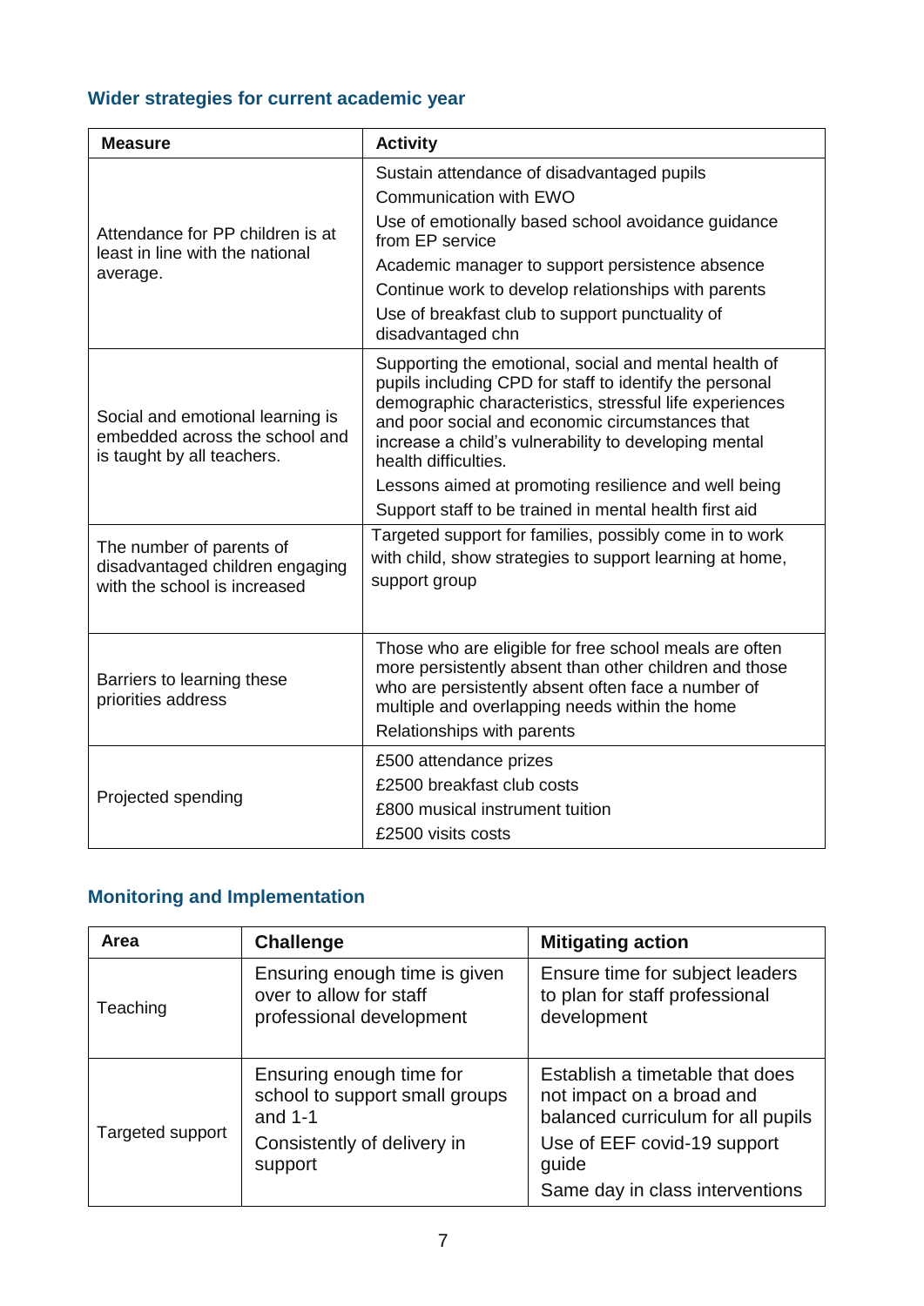## Wider strategies for current academic year

| Measure | Activity |
|---|---|
| Attendance for PP children is at least in line with the national average. | Sustain attendance of disadvantaged pupils<br>Communication with EWO<br>Use of emotionally based school avoidance guidance from EP service<br>Academic manager to support persistence absence<br>Continue work to develop relationships with parents<br>Use of breakfast club to support punctuality of disadvantaged chn |
| Social and emotional learning is embedded across the school and is taught by all teachers. | Supporting the emotional, social and mental health of pupils including CPD for staff to identify the personal demographic characteristics, stressful life experiences and poor social and economic circumstances that increase a child's vulnerability to developing mental health difficulties.<br>Lessons aimed at promoting resilience and well being<br>Support staff to be trained in mental health first aid |
| The number of parents of disadvantaged children engaging with the school is increased | Targeted support for families, possibly come in to work with child, show strategies to support learning at home, support group |
| Barriers to learning these priorities address | Those who are eligible for free school meals are often more persistently absent than other children and those who are persistently absent often face a number of multiple and overlapping needs within the home<br>Relationships with parents |
| Projected spending | £500 attendance prizes<br>£2500 breakfast club costs<br>£800 musical instrument tuition<br>£2500 visits costs |

## Monitoring and Implementation

| Area | Challenge | Mitigating action |
|---|---|---|
| Teaching | Ensuring enough time is given over to allow for staff professional development | Ensure time for subject leaders to plan for staff professional development |
| Targeted support | Ensuring enough time for school to support small groups and 1-1<br>Consistently of delivery in support | Establish a timetable that does not impact on a broad and balanced curriculum for all pupils<br>Use of EEF covid-19 support guide<br>Same day in class interventions |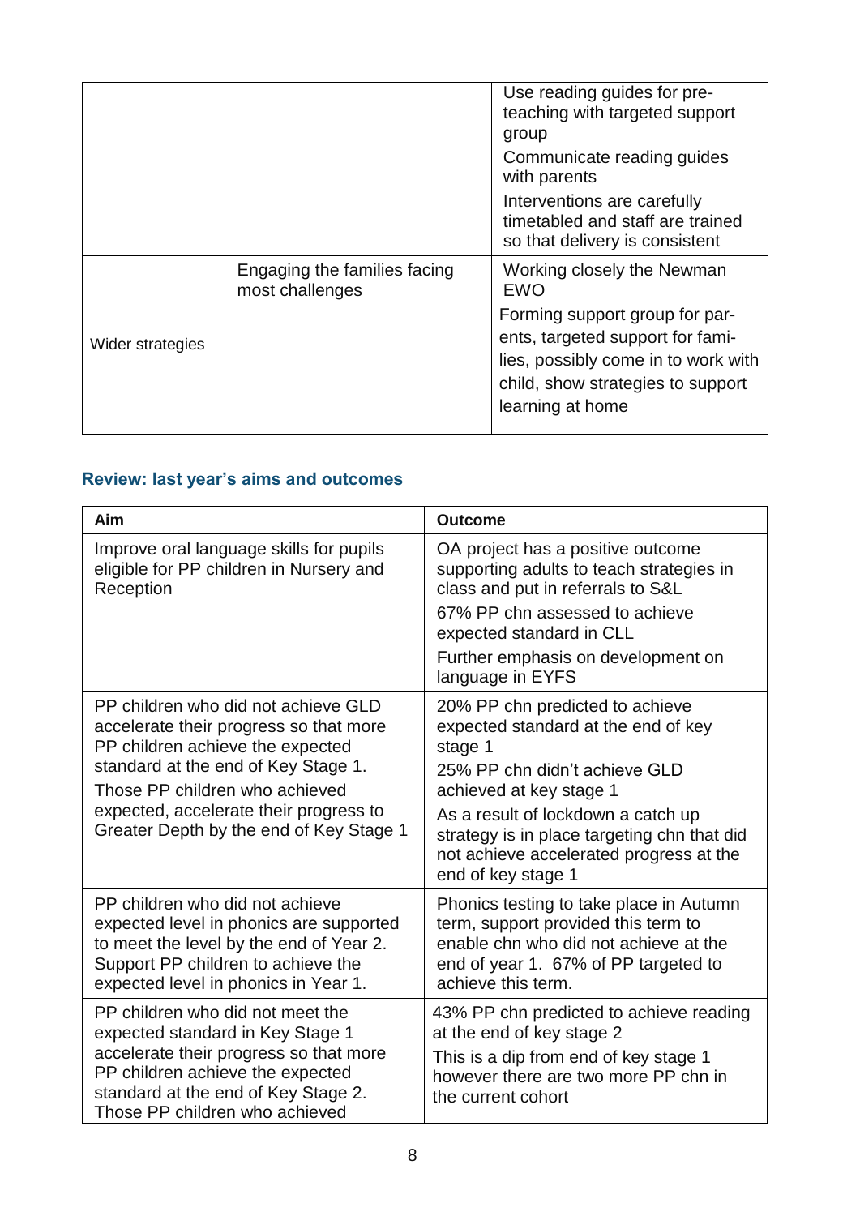| | | |
|---|---|---|
| | | Use reading guides for pre-teaching with targeted support group<br>Communicate reading guides with parents<br>Interventions are carefully timetabled and staff are trained so that delivery is consistent |
| Wider strategies | Engaging the families facing most challenges | Working closely the Newman EWO<br>Forming support group for parents, targeted support for families, possibly come in to work with child, show strategies to support learning at home |

### Review: last year's aims and outcomes

| Aim | Outcome |
|---|---|
| Improve oral language skills for pupils eligible for PP children in Nursery and Reception | OA project has a positive outcome supporting adults to teach strategies in class and put in referrals to S&L<br>67% PP chn assessed to achieve expected standard in CLL<br>Further emphasis on development on language in EYFS |
| PP children who did not achieve GLD accelerate their progress so that more PP children achieve the expected standard at the end of Key Stage 1.<br>Those PP children who achieved expected, accelerate their progress to Greater Depth by the end of Key Stage 1 | 20% PP chn predicted to achieve expected standard at the end of key stage 1<br>25% PP chn didn't achieve GLD achieved at key stage 1<br>As a result of lockdown a catch up strategy is in place targeting chn that did not achieve accelerated progress at the end of key stage 1 |
| PP children who did not achieve expected level in phonics are supported to meet the level by the end of Year 2. Support PP children to achieve the expected level in phonics in Year 1. | Phonics testing to take place in Autumn term, support provided this term to enable chn who did not achieve at the end of year 1. 67% of PP targeted to achieve this term. |
| PP children who did not meet the expected standard in Key Stage 1 accelerate their progress so that more PP children achieve the expected standard at the end of Key Stage 2. Those PP children who achieved | 43% PP chn predicted to achieve reading at the end of key stage 2<br>This is a dip from end of key stage 1 however there are two more PP chn in the current cohort |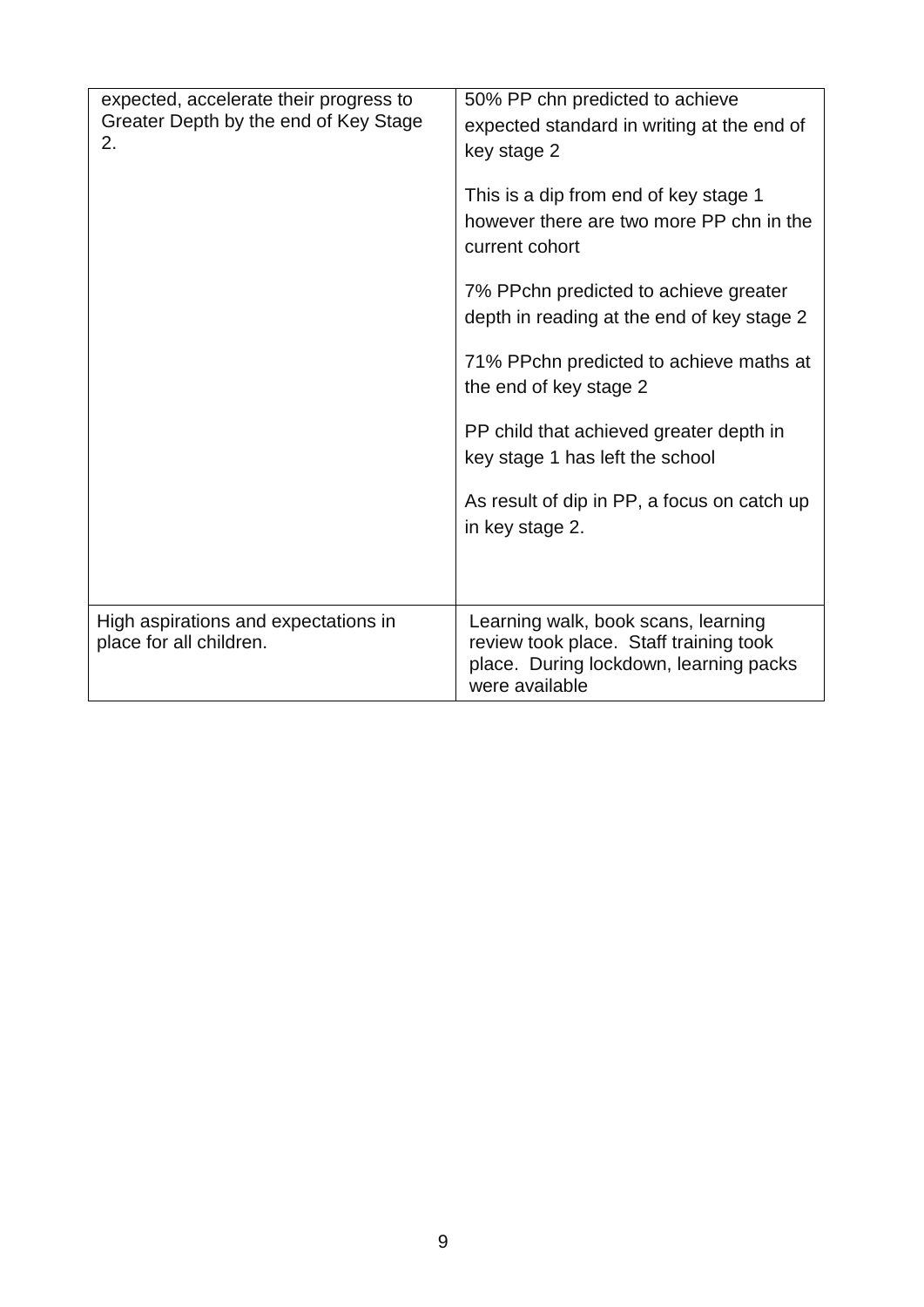| | |
|---|---|
| expected, accelerate their progress to Greater Depth by the end of Key Stage 2. | 50% PP chn predicted to achieve expected standard in writing at the end of key stage 2<br><br>This is a dip from end of key stage 1 however there are two more PP chn in the current cohort<br><br>7% PPchn predicted to achieve greater depth in reading at the end of key stage 2<br><br>71% PPchn predicted to achieve maths at the end of key stage 2<br><br>PP child that achieved greater depth in key stage 1 has left the school<br><br>As result of dip in PP, a focus on catch up in key stage 2. |
| High aspirations and expectations in place for all children. | Learning walk, book scans, learning review took place. Staff training took place. During lockdown, learning packs were available |